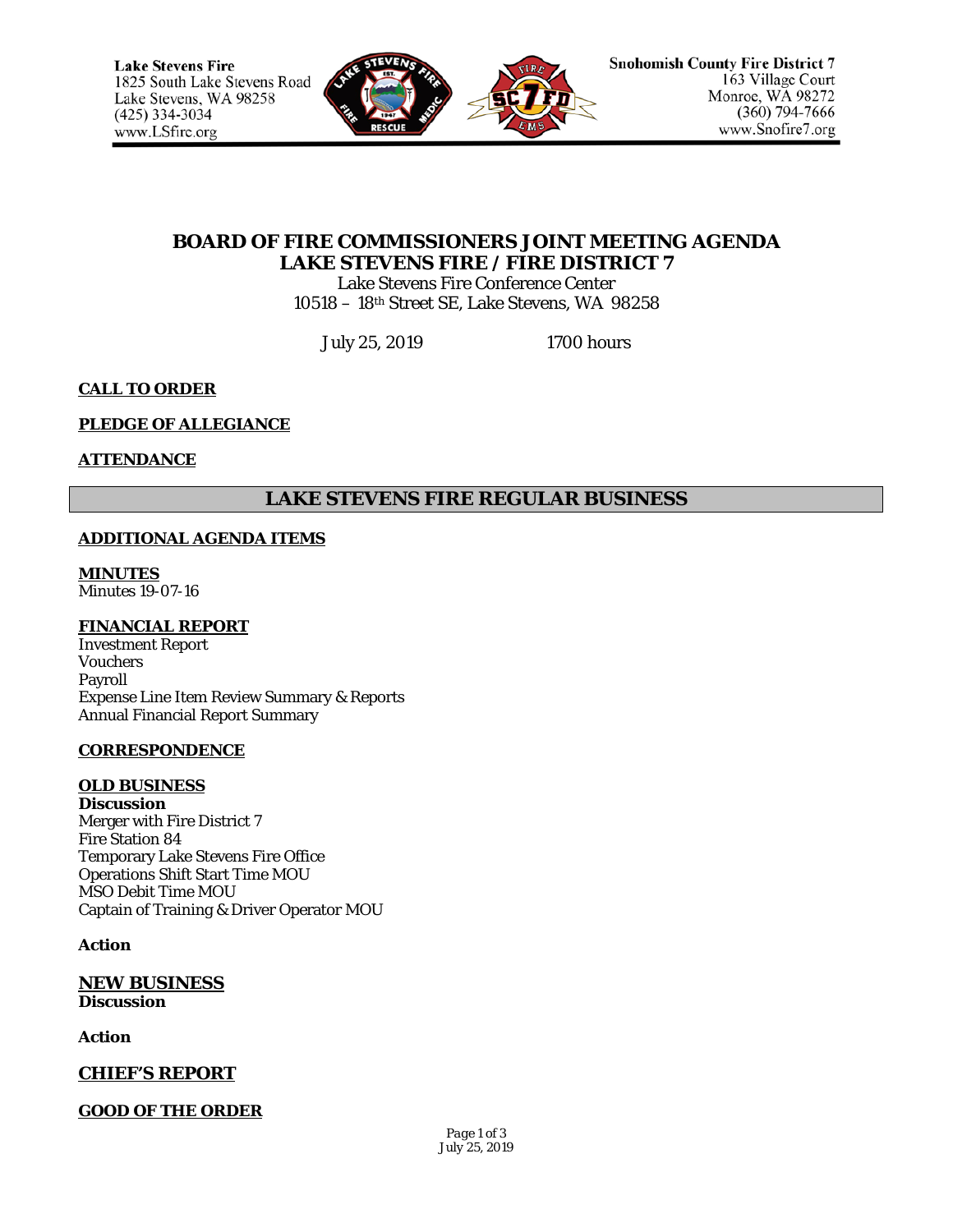Lake Stevens Fire
1825 South Lake Stevens Road
Lake Stevens, WA 98258
(425) 334-3034
www.LSfire.org

Snohomish County Fire District 7
163 Village Court
Monroe, WA 98272
(360) 794-7666
www.Snofire7.org

# BOARD OF FIRE COMMISSIONERS JOINT MEETING AGENDA
# LAKE STEVENS FIRE / FIRE DISTRICT 7

Lake Stevens Fire Conference Center
10518 – 18th Street SE, Lake Stevens, WA 98258

July 25, 2019 1700 hours

**CALL TO ORDER**

**PLEDGE OF ALLEGIANCE**

**ATTENDANCE**

## LAKE STEVENS FIRE REGULAR BUSINESS

**ADDITIONAL AGENDA ITEMS**

**MINUTES**
Minutes 19-07-16

**FINANCIAL REPORT**
Investment Report
Vouchers
Payroll
Expense Line Item Review Summary & Reports
Annual Financial Report Summary

**CORRESPONDENCE**

**OLD BUSINESS**
**Discussion**
Merger with Fire District 7
Fire Station 84
Temporary Lake Stevens Fire Office
Operations Shift Start Time MOU
MSO Debit Time MOU
Captain of Training & Driver Operator MOU

**Action**

**NEW BUSINESS**
**Discussion**

**Action**

**CHIEF'S REPORT**

**GOOD OF THE ORDER**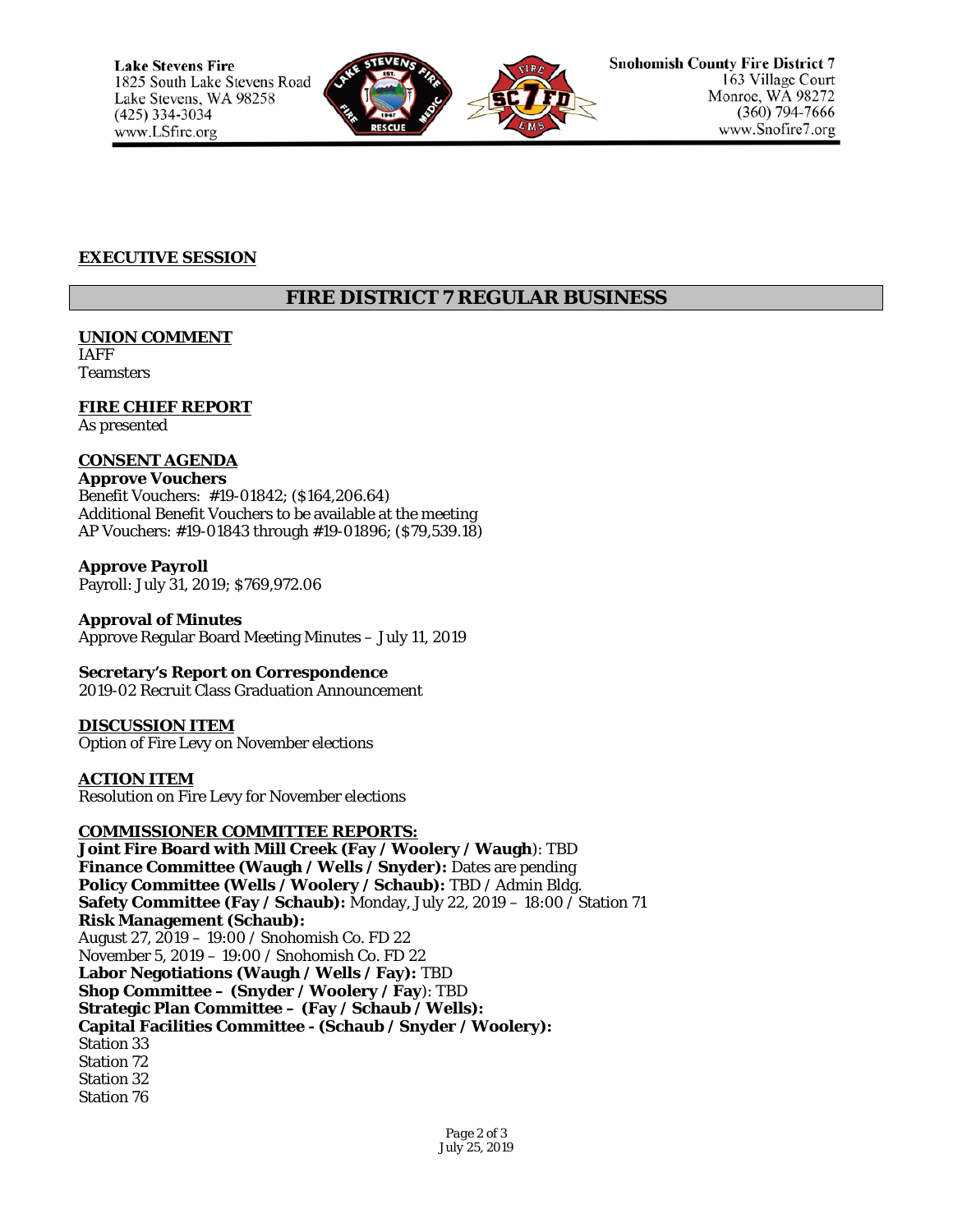**EXECUTIVE SESSION**

## FIRE DISTRICT 7 REGULAR BUSINESS

**UNION COMMENT**
IAFF
Teamsters

**FIRE CHIEF REPORT**
As presented

**CONSENT AGENDA**
**Approve Vouchers**
Benefit Vouchers: #19-01842; ($164,206.64)
Additional Benefit Vouchers to be available at the meeting
AP Vouchers: #19-01843 through #19-01896; ($79,539.18)

**Approve Payroll**
Payroll: July 31, 2019; $769,972.06

**Approval of Minutes**
Approve Regular Board Meeting Minutes – July 11, 2019

**Secretary's Report on Correspondence**
2019-02 Recruit Class Graduation Announcement

**DISCUSSION ITEM**
Option of Fire Levy on November elections

**ACTION ITEM**
Resolution on Fire Levy for November elections

**COMMISSIONER COMMITTEE REPORTS:**
**Joint Fire Board with Mill Creek (Fay / Woolery / Waugh**): TBD
**Finance Committee (Waugh / Wells / Snyder):** Dates are pending
**Policy Committee (Wells / Woolery / Schaub):** TBD / Admin Bldg.
**Safety Committee (Fay / Schaub):** Monday, July 22, 2019 – 18:00 / Station 71
**Risk Management (Schaub):**
August 27, 2019 – 19:00 / Snohomish Co. FD 22
November 5, 2019 – 19:00 / Snohomish Co. FD 22
**Labor Negotiations (Waugh / Wells / Fay):** TBD
**Shop Committee – (Snyder / Woolery / Fay**): TBD
**Strategic Plan Committee – (Fay / Schaub / Wells):**
**Capital Facilities Committee - (Schaub / Snyder / Woolery):**
Station 33
Station 72
Station 32
Station 76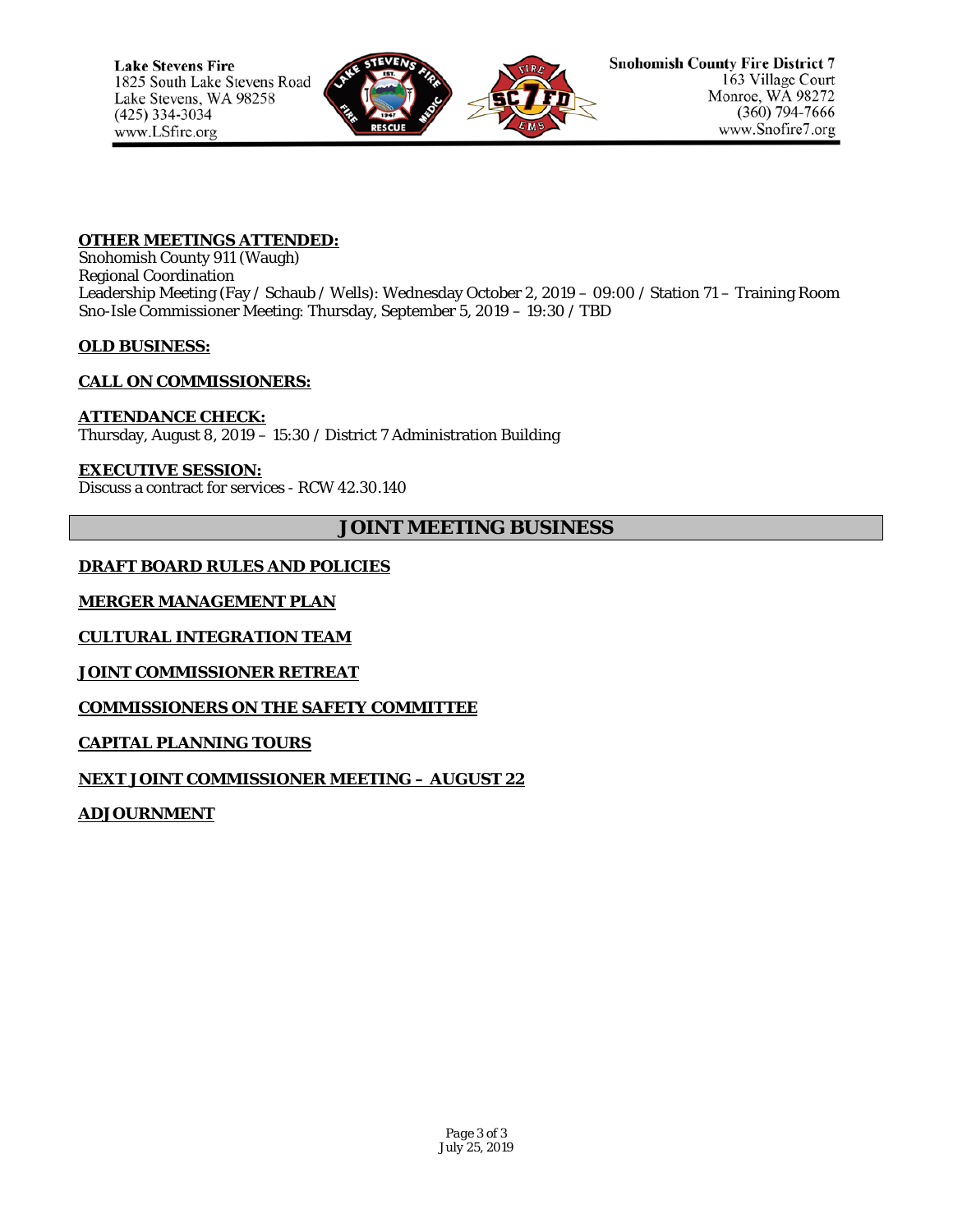**Lake Stevens Fire**
1825 South Lake Stevens Road
Lake Stevens, WA 98258
(425) 334-3034
www.LSfire.org

**Snohomish County Fire District 7**
163 Village Court
Monroe, WA 98272
(360) 794-7666
www.Snofire7.org

**OTHER MEETINGS ATTENDED:**
Snohomish County 911 (Waugh)
Regional Coordination
Leadership Meeting (Fay / Schaub / Wells): Wednesday October 2, 2019 – 09:00 / Station 71 – Training Room
Sno-Isle Commissioner Meeting: Thursday, September 5, 2019 – 19:30 / TBD

**OLD BUSINESS:**

**CALL ON COMMISSIONERS:**

**ATTENDANCE CHECK:**
Thursday, August 8, 2019 – 15:30 / District 7 Administration Building

**EXECUTIVE SESSION:**
Discuss a contract for services - RCW 42.30.140

## JOINT MEETING BUSINESS

**DRAFT BOARD RULES AND POLICIES**

**MERGER MANAGEMENT PLAN**

**CULTURAL INTEGRATION TEAM**

**JOINT COMMISSIONER RETREAT**

**COMMISSIONERS ON THE SAFETY COMMITTEE**

**CAPITAL PLANNING TOURS**

**NEXT JOINT COMMISSIONER MEETING – AUGUST 22**

**ADJOURNMENT**

July 25, 2019